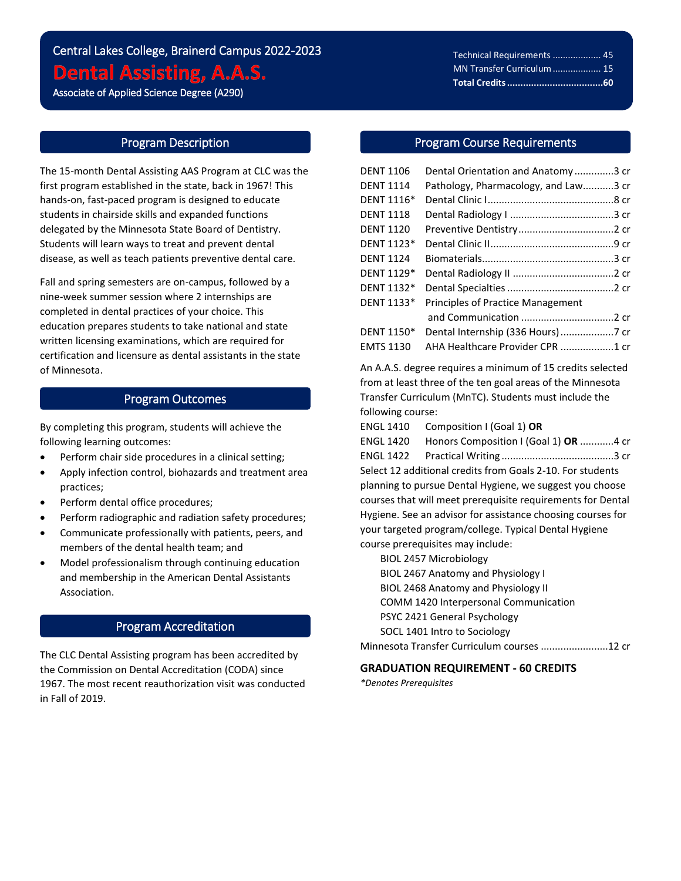Central Lakes College, Brainerd Campus 2022-2023

# Dental Assisting, A.A.S.

Associate of Applied Science Degree (A290)

| | |
|---|---|
| Technical Requirements | 45 |
| MN Transfer Curriculum | 15 |
| **Total Credits** | **60** |

## Program Description

The 15-month Dental Assisting AAS Program at CLC was the first program established in the state, back in 1967! This hands-on, fast-paced program is designed to educate students in chairside skills and expanded functions delegated by the Minnesota State Board of Dentistry. Students will learn ways to treat and prevent dental disease, as well as teach patients preventive dental care.

Fall and spring semesters are on-campus, followed by a nine-week summer session where 2 internships are completed in dental practices of your choice. This education prepares students to take national and state written licensing examinations, which are required for certification and licensure as dental assistants in the state of Minnesota.

## Program Outcomes

By completing this program, students will achieve the following learning outcomes:

- Perform chair side procedures in a clinical setting;
- Apply infection control, biohazards and treatment area practices;
- Perform dental office procedures;
- Perform radiographic and radiation safety procedures;
- Communicate professionally with patients, peers, and members of the dental health team; and
- Model professionalism through continuing education and membership in the American Dental Assistants Association.

## Program Accreditation

The CLC Dental Assisting program has been accredited by the Commission on Dental Accreditation (CODA) since 1967. The most recent reauthorization visit was conducted in Fall of 2019.

## Program Course Requirements

| Course | Title | Credits |
|---|---|---|
| DENT 1106 | Dental Orientation and Anatomy | 3 cr |
| DENT 1114 | Pathology, Pharmacology, and Law | 3 cr |
| DENT 1116* | Dental Clinic I | 8 cr |
| DENT 1118 | Dental Radiology I | 3 cr |
| DENT 1120 | Preventive Dentistry | 2 cr |
| DENT 1123* | Dental Clinic II | 9 cr |
| DENT 1124 | Biomaterials | 3 cr |
| DENT 1129* | Dental Radiology II | 2 cr |
| DENT 1132* | Dental Specialties | 2 cr |
| DENT 1133* | Principles of Practice Management and Communication | 2 cr |
| DENT 1150* | Dental Internship (336 Hours) | 7 cr |
| EMTS 1130 | AHA Healthcare Provider CPR | 1 cr |

An A.A.S. degree requires a minimum of 15 credits selected from at least three of the ten goal areas of the Minnesota Transfer Curriculum (MnTC). Students must include the following course:

| Course | Title | Credits |
|---|---|---|
| ENGL 1410 | Composition I (Goal 1) **OR** | |
| ENGL 1420 | Honors Composition I (Goal 1) **OR** | 4 cr |
| ENGL 1422 | Practical Writing | 3 cr |

Select 12 additional credits from Goals 2-10. For students planning to pursue Dental Hygiene, we suggest you choose courses that will meet prerequisite requirements for Dental Hygiene. See an advisor for assistance choosing courses for your targeted program/college. Typical Dental Hygiene course prerequisites may include:

- BIOL 2457 Microbiology
- BIOL 2467 Anatomy and Physiology I
- BIOL 2468 Anatomy and Physiology II
- COMM 1420 Interpersonal Communication
- PSYC 2421 General Psychology
- SOCL 1401 Intro to Sociology

Minnesota Transfer Curriculum courses ........................12 cr

**GRADUATION REQUIREMENT - 60 CREDITS**

*\*Denotes Prerequisites*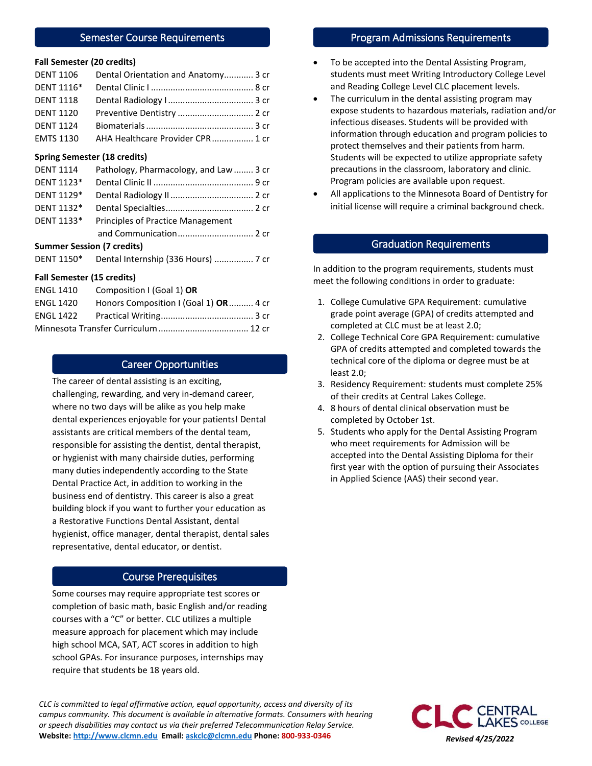## Semester Course Requirements

**Fall Semester (20 credits)**

| | | |
|---|---|---|
| DENT 1106 | Dental Orientation and Anatomy | 3 cr |
| DENT 1116* | Dental Clinic I | 8 cr |
| DENT 1118 | Dental Radiology I | 3 cr |
| DENT 1120 | Preventive Dentistry | 2 cr |
| DENT 1124 | Biomaterials | 3 cr |
| EMTS 1130 | AHA Healthcare Provider CPR | 1 cr |

**Spring Semester (18 credits)**

| | | |
|---|---|---|
| DENT 1114 | Pathology, Pharmacology, and Law | 3 cr |
| DENT 1123* | Dental Clinic II | 9 cr |
| DENT 1129* | Dental Radiology II | 2 cr |
| DENT 1132* | Dental Specialties | 2 cr |
| DENT 1133* | Principles of Practice Management and Communication | 2 cr |

**Summer Session (7 credits)**

| | | |
|---|---|---|
| DENT 1150* | Dental Internship (336 Hours) | 7 cr |

**Fall Semester (15 credits)**

| | | |
|---|---|---|
| ENGL 1410 | Composition I (Goal 1) **OR** | |
| ENGL 1420 | Honors Composition I (Goal 1) **OR** | 4 cr |
| ENGL 1422 | Practical Writing | 3 cr |
| Minnesota Transfer Curriculum | | 12 cr |

## Career Opportunities

The career of dental assisting is an exciting, challenging, rewarding, and very in-demand career, where no two days will be alike as you help make dental experiences enjoyable for your patients! Dental assistants are critical members of the dental team, responsible for assisting the dentist, dental therapist, or hygienist with many chairside duties, performing many duties independently according to the State Dental Practice Act, in addition to working in the business end of dentistry. This career is also a great building block if you want to further your education as a Restorative Functions Dental Assistant, dental hygienist, office manager, dental therapist, dental sales representative, dental educator, or dentist.

## Course Prerequisites

Some courses may require appropriate test scores or completion of basic math, basic English and/or reading courses with a "C" or better. CLC utilizes a multiple measure approach for placement which may include high school MCA, SAT, ACT scores in addition to high school GPAs. For insurance purposes, internships may require that students be 18 years old.

## Program Admissions Requirements

- To be accepted into the Dental Assisting Program, students must meet Writing Introductory College Level and Reading College Level CLC placement levels.
- The curriculum in the dental assisting program may expose students to hazardous materials, radiation and/or infectious diseases. Students will be provided with information through education and program policies to protect themselves and their patients from harm. Students will be expected to utilize appropriate safety precautions in the classroom, laboratory and clinic. Program policies are available upon request.
- All applications to the Minnesota Board of Dentistry for initial license will require a criminal background check.

## Graduation Requirements

In addition to the program requirements, students must meet the following conditions in order to graduate:

1. College Cumulative GPA Requirement: cumulative grade point average (GPA) of credits attempted and completed at CLC must be at least 2.0;
2. College Technical Core GPA Requirement: cumulative GPA of credits attempted and completed towards the technical core of the diploma or degree must be at least 2.0;
3. Residency Requirement: students must complete 25% of their credits at Central Lakes College.
4. 8 hours of dental clinical observation must be completed by October 1st.
5. Students who apply for the Dental Assisting Program who meet requirements for Admission will be accepted into the Dental Assisting Diploma for their first year with the option of pursuing their Associates in Applied Science (AAS) their second year.

*CLC is committed to legal affirmative action, equal opportunity, access and diversity of its campus community. This document is available in alternative formats. Consumers with hearing or speech disabilities may contact us via their preferred Telecommunication Relay Service.*

**Website:** http://www.clcmn.edu **Email:** askclc@clcmn.edu **Phone:** 800-933-0346

CLC CENTRAL LAKES COLLEGE

*Revised 4/25/2022*